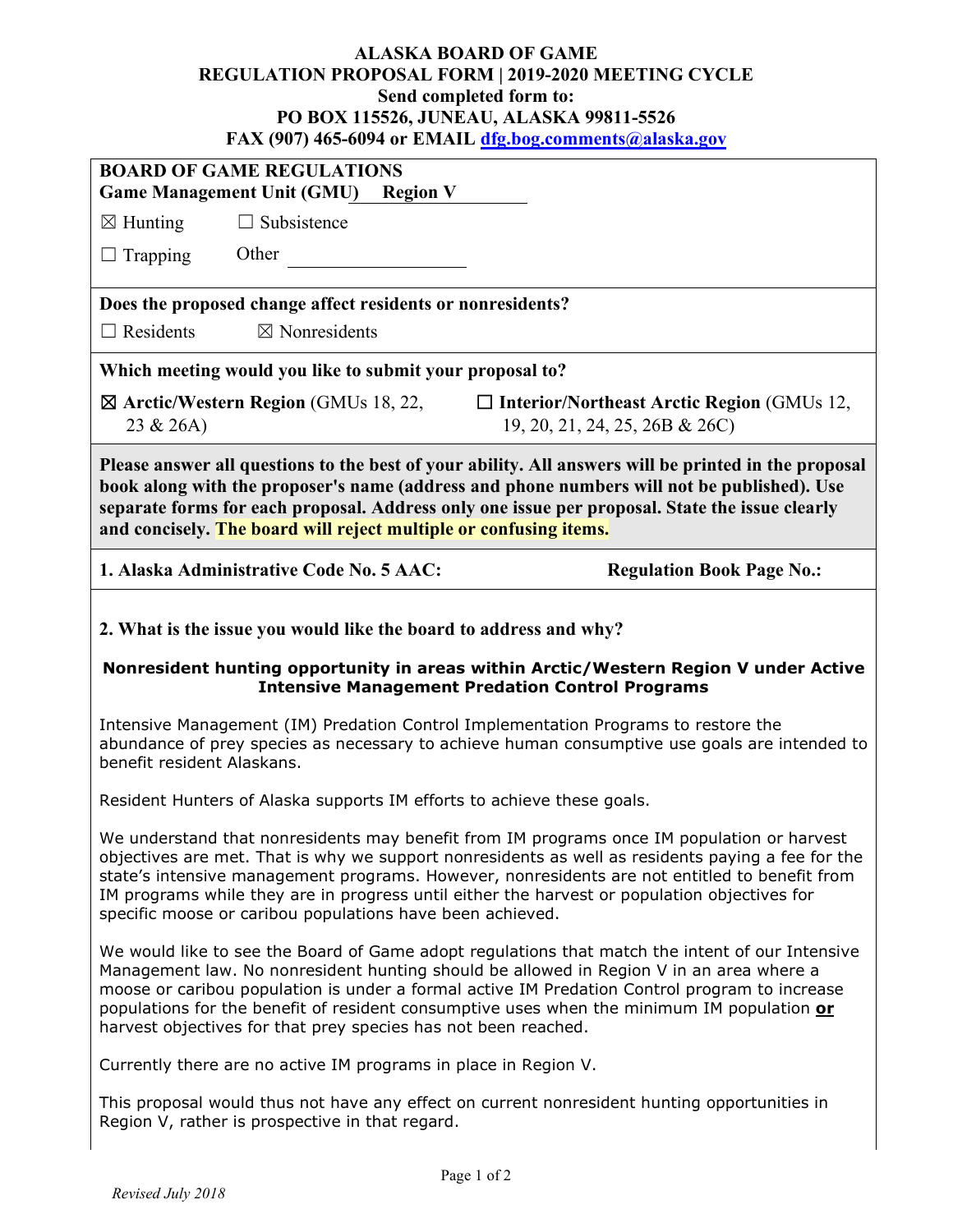**ALASKA BOARD OF GAME**
**REGULATION PROPOSAL FORM | 2019-2020 MEETING CYCLE**
**Send completed form to:**
**PO BOX 115526, JUNEAU, ALASKA 99811-5526**
**FAX (907) 465-6094 or EMAIL dfg.bog.comments@alaska.gov**

**BOARD OF GAME REGULATIONS**
**Game Management Unit (GMU) Region V**

☒ Hunting ☐ Subsistence

☐ Trapping Other

**Does the proposed change affect residents or nonresidents?**

☐ Residents ☒ Nonresidents

**Which meeting would you like to submit your proposal to?**

☒ **Arctic/Western Region** (GMUs 18, 22, 23 & 26A) ☐ **Interior/Northeast Arctic Region** (GMUs 12, 19, 20, 21, 24, 25, 26B & 26C)

**Please answer all questions to the best of your ability. All answers will be printed in the proposal book along with the proposer's name (address and phone numbers will not be published). Use separate forms for each proposal. Address only one issue per proposal. State the issue clearly and concisely. The board will reject multiple or confusing items.**

**1. Alaska Administrative Code No. 5 AAC:** **Regulation Book Page No.:**

**2. What is the issue you would like the board to address and why?**

**Nonresident hunting opportunity in areas within Arctic/Western Region V under Active Intensive Management Predation Control Programs**

Intensive Management (IM) Predation Control Implementation Programs to restore the abundance of prey species as necessary to achieve human consumptive use goals are intended to benefit resident Alaskans.

Resident Hunters of Alaska supports IM efforts to achieve these goals.

We understand that nonresidents may benefit from IM programs once IM population or harvest objectives are met. That is why we support nonresidents as well as residents paying a fee for the state's intensive management programs. However, nonresidents are not entitled to benefit from IM programs while they are in progress until either the harvest or population objectives for specific moose or caribou populations have been achieved.

We would like to see the Board of Game adopt regulations that match the intent of our Intensive Management law. No nonresident hunting should be allowed in Region V in an area where a moose or caribou population is under a formal active IM Predation Control program to increase populations for the benefit of resident consumptive uses when the minimum IM population **or** harvest objectives for that prey species has not been reached.

Currently there are no active IM programs in place in Region V.

This proposal would thus not have any effect on current nonresident hunting opportunities in Region V, rather is prospective in that regard.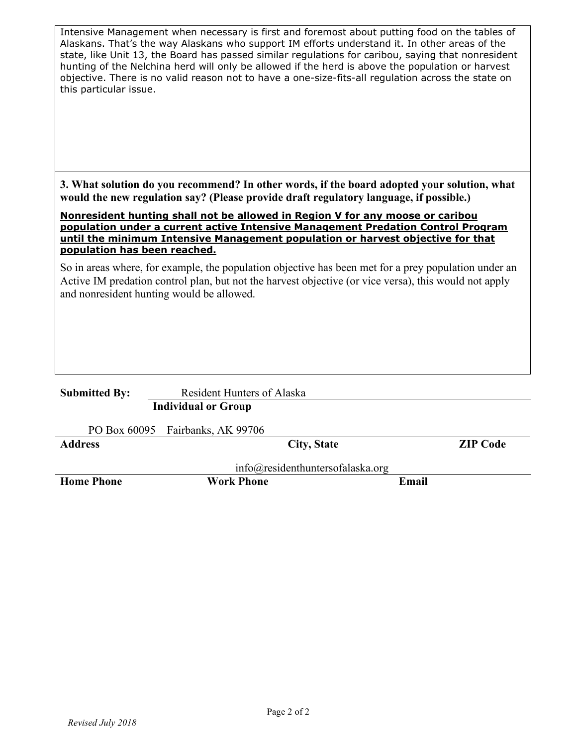Intensive Management when necessary is first and foremost about putting food on the tables of Alaskans. That's the way Alaskans who support IM efforts understand it. In other areas of the state, like Unit 13, the Board has passed similar regulations for caribou, saying that nonresident hunting of the Nelchina herd will only be allowed if the herd is above the population or harvest objective. There is no valid reason not to have a one-size-fits-all regulation across the state on this particular issue.

**3. What solution do you recommend? In other words, if the board adopted your solution, what would the new regulation say? (Please provide draft regulatory language, if possible.)**

**<u>Nonresident hunting shall not be allowed in Region V for any moose or caribou population under a current active Intensive Management Predation Control Program until the minimum Intensive Management population or harvest objective for that population has been reached.</u>**

So in areas where, for example, the population objective has been met for a prey population under an Active IM predation control plan, but not the harvest objective (or vice versa), this would not apply and nonresident hunting would be allowed.

**Submitted By:** Resident Hunters of Alaska
**Individual or Group**

PO Box 60095 Fairbanks, AK 99706

| Address | City, State | ZIP Code |
| --- | --- | --- |

info@residenthuntersofalaska.org

| Home Phone | Work Phone | Email |
| --- | --- | --- |

*Revised July 2018*